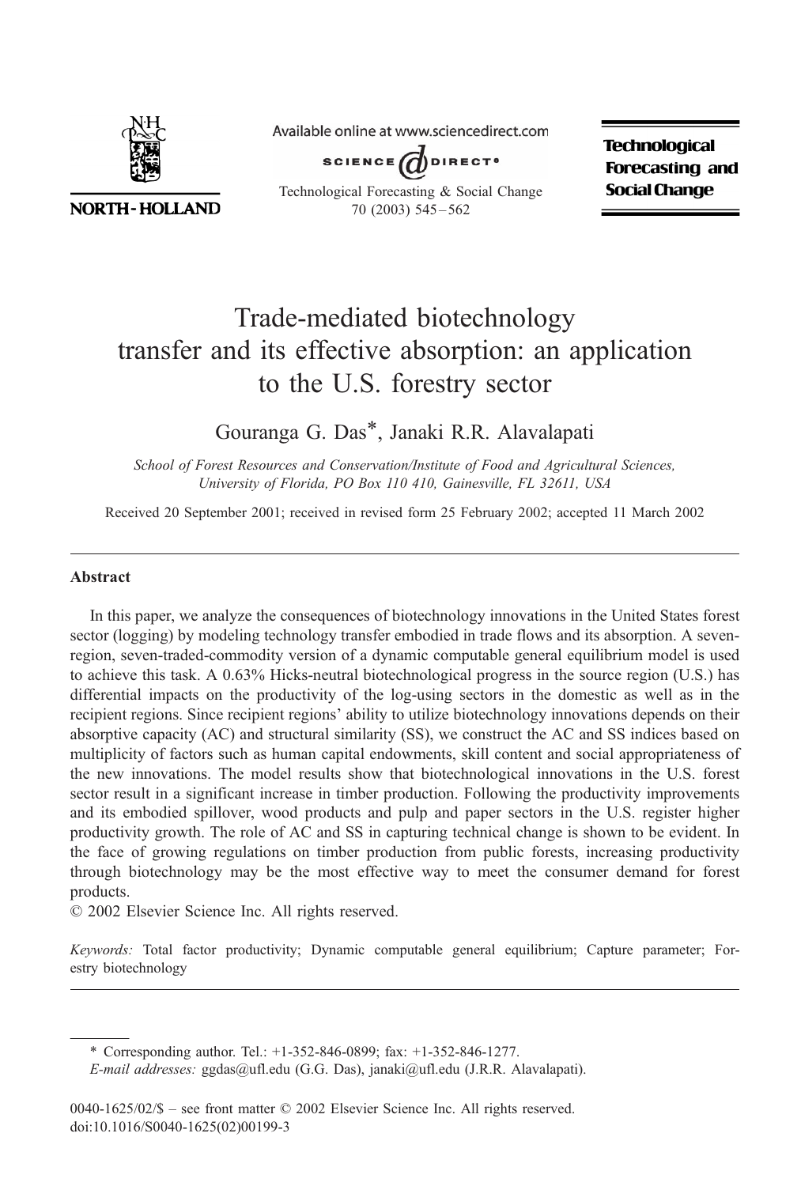# Trade-mediated biotechnology transfer and its effective absorption: an application to the U.S. forestry sector

Gouranga G. Das*, Janaki R.R. Alavalapati

*School of Forest Resources and Conservation/Institute of Food and Agricultural Sciences, University of Florida, PO Box 110 410, Gainesville, FL 32611, USA*

Received 20 September 2001; received in revised form 25 February 2002; accepted 11 March 2002

## Abstract

In this paper, we analyze the consequences of biotechnology innovations in the United States forest sector (logging) by modeling technology transfer embodied in trade flows and its absorption. A seven-region, seven-traded-commodity version of a dynamic computable general equilibrium model is used to achieve this task. A 0.63% Hicks-neutral biotechnological progress in the source region (U.S.) has differential impacts on the productivity of the log-using sectors in the domestic as well as in the recipient regions. Since recipient regions' ability to utilize biotechnology innovations depends on their absorptive capacity (AC) and structural similarity (SS), we construct the AC and SS indices based on multiplicity of factors such as human capital endowments, skill content and social appropriateness of the new innovations. The model results show that biotechnological innovations in the U.S. forest sector result in a significant increase in timber production. Following the productivity improvements and its embodied spillover, wood products and pulp and paper sectors in the U.S. register higher productivity growth. The role of AC and SS in capturing technical change is shown to be evident. In the face of growing regulations on timber production from public forests, increasing productivity through biotechnology may be the most effective way to meet the consumer demand for forest products.

© 2002 Elsevier Science Inc. All rights reserved.

*Keywords:* Total factor productivity; Dynamic computable general equilibrium; Capture parameter; Forestry biotechnology

---

\* Corresponding author. Tel.: +1-352-846-0899; fax: +1-352-846-1277.

*E-mail addresses:* ggdas@ufl.edu (G.G. Das), janaki@ufl.edu (J.R.R. Alavalapati).

0040-1625/02/$ – see front matter © 2002 Elsevier Science Inc. All rights reserved.
doi:10.1016/S0040-1625(02)00199-3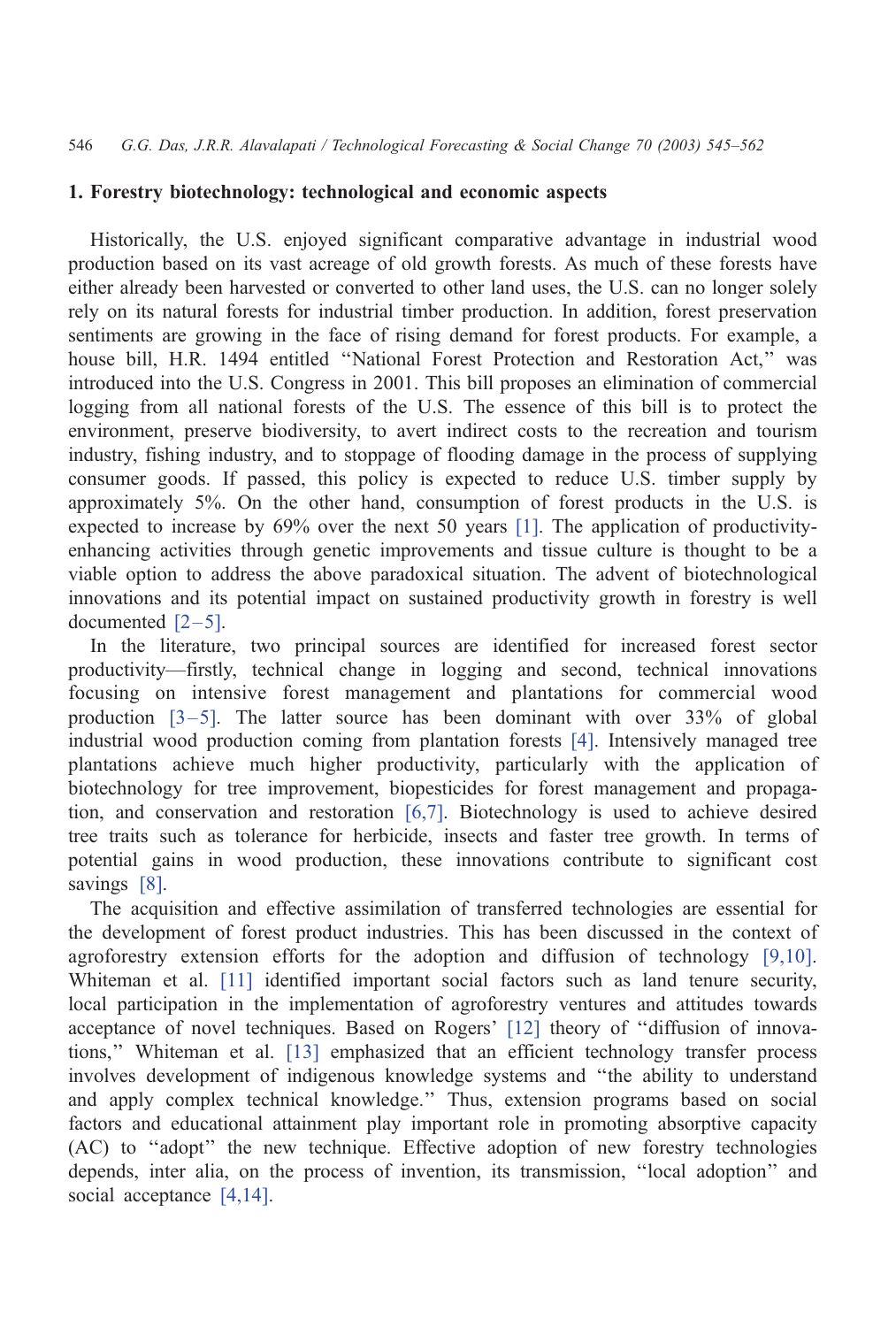## 1. Forestry biotechnology: technological and economic aspects

Historically, the U.S. enjoyed significant comparative advantage in industrial wood production based on its vast acreage of old growth forests. As much of these forests have either already been harvested or converted to other land uses, the U.S. can no longer solely rely on its natural forests for industrial timber production. In addition, forest preservation sentiments are growing in the face of rising demand for forest products. For example, a house bill, H.R. 1494 entitled ''National Forest Protection and Restoration Act,'' was introduced into the U.S. Congress in 2001. This bill proposes an elimination of commercial logging from all national forests of the U.S. The essence of this bill is to protect the environment, preserve biodiversity, to avert indirect costs to the recreation and tourism industry, fishing industry, and to stoppage of flooding damage in the process of supplying consumer goods. If passed, this policy is expected to reduce U.S. timber supply by approximately 5%. On the other hand, consumption of forest products in the U.S. is expected to increase by 69% over the next 50 years [1]. The application of productivity-enhancing activities through genetic improvements and tissue culture is thought to be a viable option to address the above paradoxical situation. The advent of biotechnological innovations and its potential impact on sustained productivity growth in forestry is well documented [2–5].

In the literature, two principal sources are identified for increased forest sector productivity—firstly, technical change in logging and second, technical innovations focusing on intensive forest management and plantations for commercial wood production [3–5]. The latter source has been dominant with over 33% of global industrial wood production coming from plantation forests [4]. Intensively managed tree plantations achieve much higher productivity, particularly with the application of biotechnology for tree improvement, biopesticides for forest management and propagation, and conservation and restoration [6,7]. Biotechnology is used to achieve desired tree traits such as tolerance for herbicide, insects and faster tree growth. In terms of potential gains in wood production, these innovations contribute to significant cost savings [8].

The acquisition and effective assimilation of transferred technologies are essential for the development of forest product industries. This has been discussed in the context of agroforestry extension efforts for the adoption and diffusion of technology [9,10]. Whiteman et al. [11] identified important social factors such as land tenure security, local participation in the implementation of agroforestry ventures and attitudes towards acceptance of novel techniques. Based on Rogers' [12] theory of ''diffusion of innovations,'' Whiteman et al. [13] emphasized that an efficient technology transfer process involves development of indigenous knowledge systems and ''the ability to understand and apply complex technical knowledge.'' Thus, extension programs based on social factors and educational attainment play important role in promoting absorptive capacity (AC) to ''adopt'' the new technique. Effective adoption of new forestry technologies depends, inter alia, on the process of invention, its transmission, ''local adoption'' and social acceptance [4,14].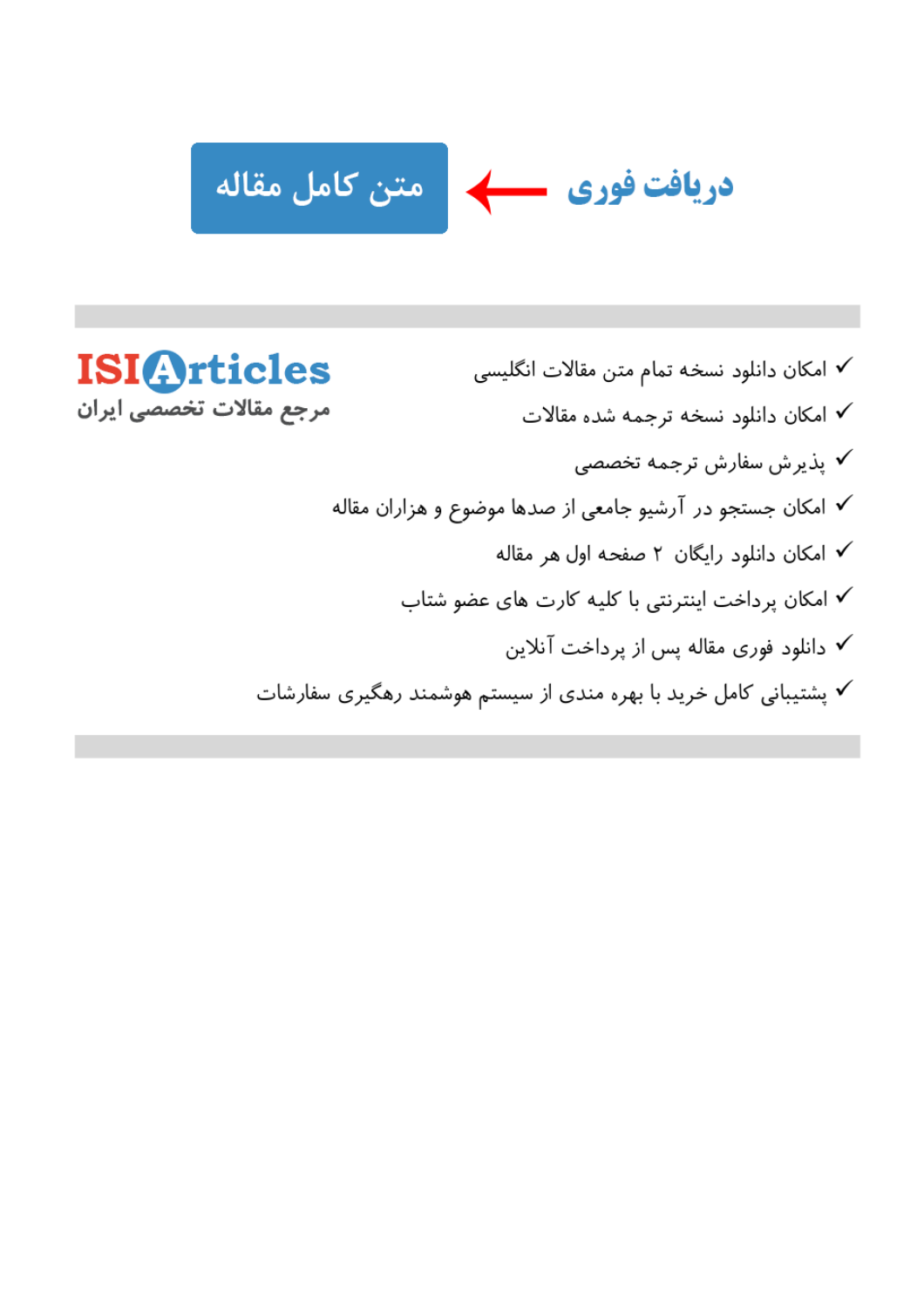دریافت فوری ← متن کامل مقاله

**ISIArticles**
مرجع مقالات تخصصی ایران

- ✓ امکان دانلود نسخه تمام متن مقالات انگلیسی
- ✓ امکان دانلود نسخه ترجمه شده مقالات
- ✓ پذیرش سفارش ترجمه تخصصی
- ✓ امکان جستجو در آرشیو جامعی از صدها موضوع و هزاران مقاله
- ✓ امکان دانلود رایگان ۲ صفحه اول هر مقاله
- ✓ امکان پرداخت اینترنتی با کلیه کارت های عضو شتاب
- ✓ دانلود فوری مقاله پس از پرداخت آنلاین
- ✓ پشتیبانی کامل خرید با بهره مندی از سیستم هوشمند رهگیری سفارشات